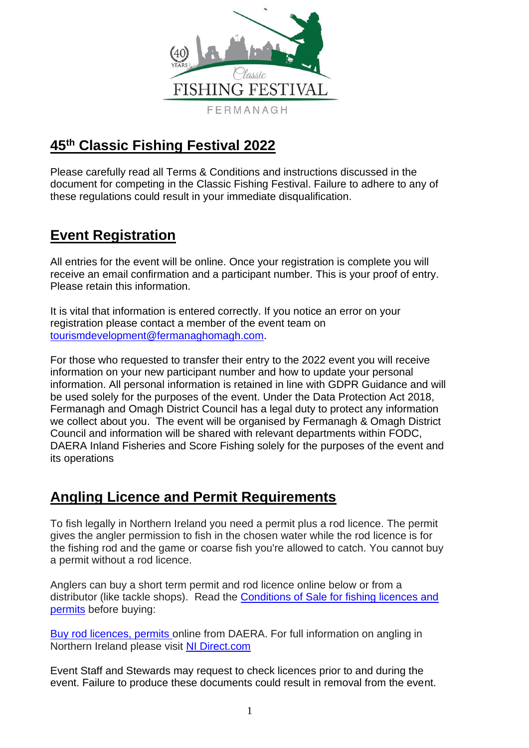# 45th Classic Fishing Festival 2022

Please carefully read all Terms & Conditions and instructions discussed in the document for competing in the Classic Fishing Festival. Failure to adhere to any of these regulations could result in your immediate disqualification.

## Event Registration

All entries for the event will be online. Once your registration is complete you will receive an email confirmation and a participant number. This is your proof of entry. Please retain this information.

It is vital that information is entered correctly. If you notice an error on your registration please contact a member of the event team on tourismdevelopment@fermanaghomagh.com.

For those who requested to transfer their entry to the 2022 event you will receive information on your new participant number and how to update your personal information. All personal information is retained in line with GDPR Guidance and will be used solely for the purposes of the event. Under the Data Protection Act 2018, Fermanagh and Omagh District Council has a legal duty to protect any information we collect about you. The event will be organised by Fermanagh & Omagh District Council and information will be shared with relevant departments within FODC, DAERA Inland Fisheries and Score Fishing solely for the purposes of the event and its operations

## Angling Licence and Permit Requirements

To fish legally in Northern Ireland you need a permit plus a rod licence. The permit gives the angler permission to fish in the chosen water while the rod licence is for the fishing rod and the game or coarse fish you're allowed to catch. You cannot buy a permit without a rod licence.

Anglers can buy a short term permit and rod licence online below or from a distributor (like tackle shops). Read the Conditions of Sale for fishing licences and permits before buying:

Buy rod licences, permits online from DAERA. For full information on angling in Northern Ireland please visit NI Direct.com

Event Staff and Stewards may request to check licences prior to and during the event. Failure to produce these documents could result in removal from the event.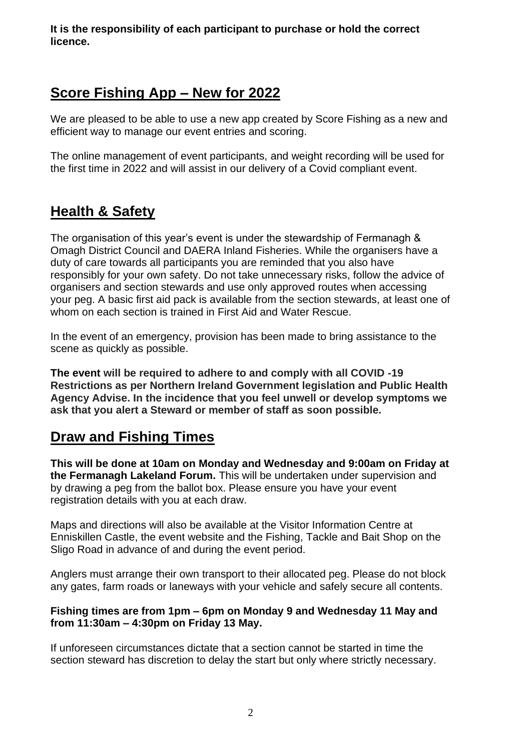**It is the responsibility of each participant to purchase or hold the correct licence.**

## Score Fishing App – New for 2022

We are pleased to be able to use a new app created by Score Fishing as a new and efficient way to manage our event entries and scoring.

The online management of event participants, and weight recording will be used for the first time in 2022 and will assist in our delivery of a Covid compliant event.

## Health & Safety

The organisation of this year's event is under the stewardship of Fermanagh & Omagh District Council and DAERA Inland Fisheries. While the organisers have a duty of care towards all participants you are reminded that you also have responsibly for your own safety. Do not take unnecessary risks, follow the advice of organisers and section stewards and use only approved routes when accessing your peg. A basic first aid pack is available from the section stewards, at least one of whom on each section is trained in First Aid and Water Rescue.

In the event of an emergency, provision has been made to bring assistance to the scene as quickly as possible.

**The event will be required to adhere to and comply with all COVID -19 Restrictions as per Northern Ireland Government legislation and Public Health Agency Advise. In the incidence that you feel unwell or develop symptoms we ask that you alert a Steward or member of staff as soon possible.**

## Draw and Fishing Times

**This will be done at 10am on Monday and Wednesday and 9:00am on Friday at the Fermanagh Lakeland Forum.** This will be undertaken under supervision and by drawing a peg from the ballot box. Please ensure you have your event registration details with you at each draw.

Maps and directions will also be available at the Visitor Information Centre at Enniskillen Castle, the event website and the Fishing, Tackle and Bait Shop on the Sligo Road in advance of and during the event period.

Anglers must arrange their own transport to their allocated peg. Please do not block any gates, farm roads or laneways with your vehicle and safely secure all contents.

**Fishing times are from 1pm – 6pm on Monday 9 and Wednesday 11 May and from 11:30am – 4:30pm on Friday 13 May.**

If unforeseen circumstances dictate that a section cannot be started in time the section steward has discretion to delay the start but only where strictly necessary.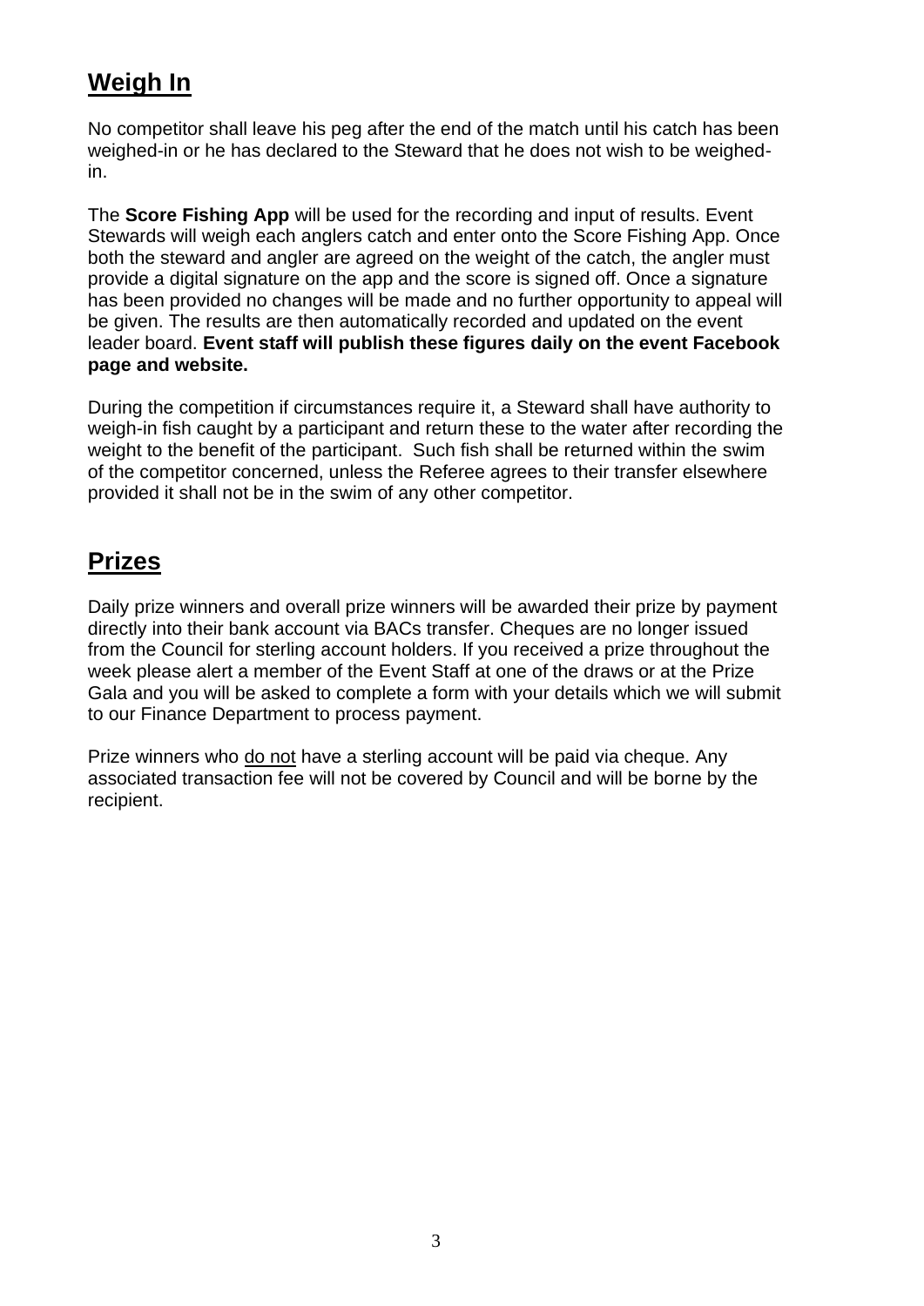## Weigh In

No competitor shall leave his peg after the end of the match until his catch has been weighed-in or he has declared to the Steward that he does not wish to be weighed-in.

The **Score Fishing App** will be used for the recording and input of results. Event Stewards will weigh each anglers catch and enter onto the Score Fishing App. Once both the steward and angler are agreed on the weight of the catch, the angler must provide a digital signature on the app and the score is signed off. Once a signature has been provided no changes will be made and no further opportunity to appeal will be given. The results are then automatically recorded and updated on the event leader board. **Event staff will publish these figures daily on the event Facebook page and website.**

During the competition if circumstances require it, a Steward shall have authority to weigh-in fish caught by a participant and return these to the water after recording the weight to the benefit of the participant. Such fish shall be returned within the swim of the competitor concerned, unless the Referee agrees to their transfer elsewhere provided it shall not be in the swim of any other competitor.

## Prizes

Daily prize winners and overall prize winners will be awarded their prize by payment directly into their bank account via BACs transfer. Cheques are no longer issued from the Council for sterling account holders. If you received a prize throughout the week please alert a member of the Event Staff at one of the draws or at the Prize Gala and you will be asked to complete a form with your details which we will submit to our Finance Department to process payment.

Prize winners who <u>do not</u> have a sterling account will be paid via cheque. Any associated transaction fee will not be covered by Council and will be borne by the recipient.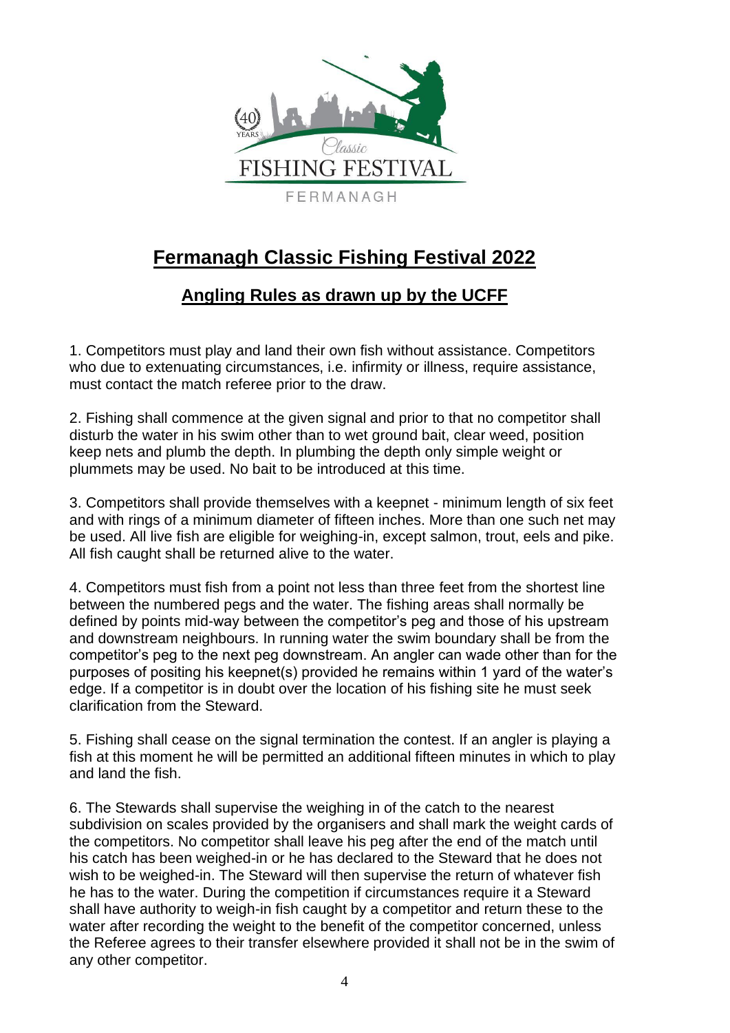# Fermanagh Classic Fishing Festival 2022

## Angling Rules as drawn up by the UCFF

1. Competitors must play and land their own fish without assistance. Competitors who due to extenuating circumstances, i.e. infirmity or illness, require assistance, must contact the match referee prior to the draw.

2. Fishing shall commence at the given signal and prior to that no competitor shall disturb the water in his swim other than to wet ground bait, clear weed, position keep nets and plumb the depth. In plumbing the depth only simple weight or plummets may be used. No bait to be introduced at this time.

3. Competitors shall provide themselves with a keepnet - minimum length of six feet and with rings of a minimum diameter of fifteen inches. More than one such net may be used. All live fish are eligible for weighing-in, except salmon, trout, eels and pike. All fish caught shall be returned alive to the water.

4. Competitors must fish from a point not less than three feet from the shortest line between the numbered pegs and the water. The fishing areas shall normally be defined by points mid-way between the competitor's peg and those of his upstream and downstream neighbours. In running water the swim boundary shall be from the competitor's peg to the next peg downstream. An angler can wade other than for the purposes of positing his keepnet(s) provided he remains within 1 yard of the water's edge. If a competitor is in doubt over the location of his fishing site he must seek clarification from the Steward.

5. Fishing shall cease on the signal termination the contest. If an angler is playing a fish at this moment he will be permitted an additional fifteen minutes in which to play and land the fish.

6. The Stewards shall supervise the weighing in of the catch to the nearest subdivision on scales provided by the organisers and shall mark the weight cards of the competitors. No competitor shall leave his peg after the end of the match until his catch has been weighed-in or he has declared to the Steward that he does not wish to be weighed-in. The Steward will then supervise the return of whatever fish he has to the water. During the competition if circumstances require it a Steward shall have authority to weigh-in fish caught by a competitor and return these to the water after recording the weight to the benefit of the competitor concerned, unless the Referee agrees to their transfer elsewhere provided it shall not be in the swim of any other competitor.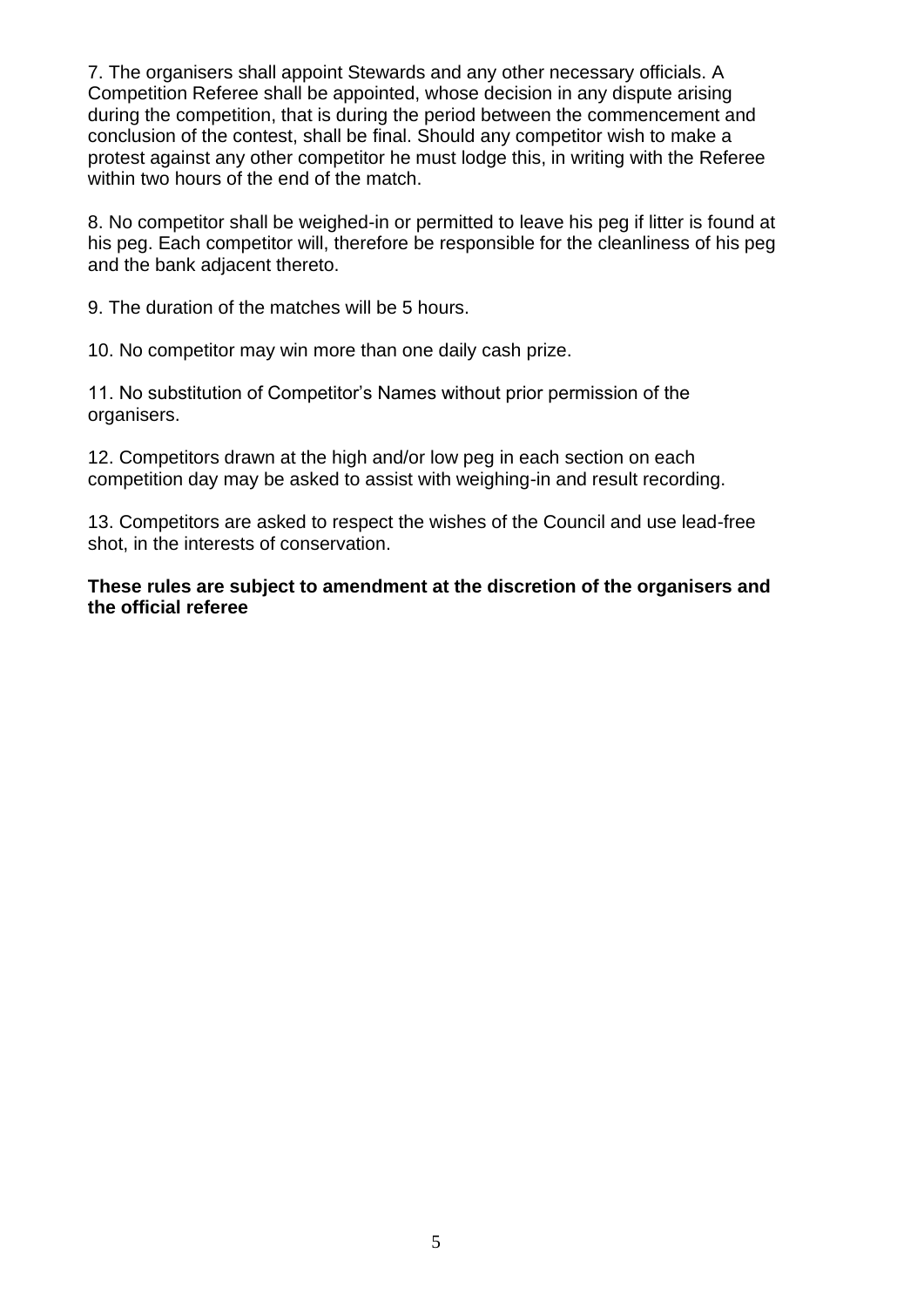7. The organisers shall appoint Stewards and any other necessary officials. A Competition Referee shall be appointed, whose decision in any dispute arising during the competition, that is during the period between the commencement and conclusion of the contest, shall be final. Should any competitor wish to make a protest against any other competitor he must lodge this, in writing with the Referee within two hours of the end of the match.

8. No competitor shall be weighed-in or permitted to leave his peg if litter is found at his peg. Each competitor will, therefore be responsible for the cleanliness of his peg and the bank adjacent thereto.

9. The duration of the matches will be 5 hours.

10. No competitor may win more than one daily cash prize.

11. No substitution of Competitor's Names without prior permission of the organisers.

12. Competitors drawn at the high and/or low peg in each section on each competition day may be asked to assist with weighing-in and result recording.

13. Competitors are asked to respect the wishes of the Council and use lead-free shot, in the interests of conservation.

**These rules are subject to amendment at the discretion of the organisers and the official referee**